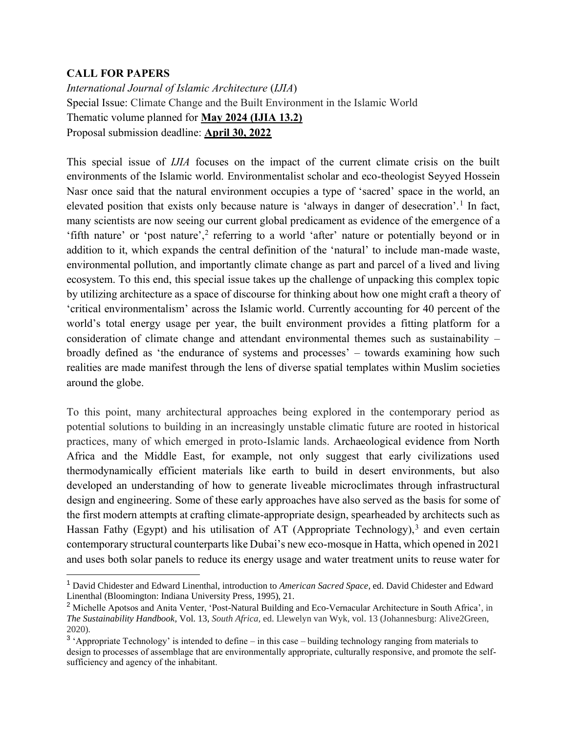**CALL FOR PAPERS**

*International Journal of Islamic Architecture* (*IJIA*)
Special Issue: Climate Change and the Built Environment in the Islamic World
Thematic volume planned for **May 2024 (IJIA 13.2)**
Proposal submission deadline: **April 30, 2022**

This special issue of *IJIA* focuses on the impact of the current climate crisis on the built environments of the Islamic world. Environmentalist scholar and eco-theologist Seyyed Hossein Nasr once said that the natural environment occupies a type of 'sacred' space in the world, an elevated position that exists only because nature is 'always in danger of desecration'.[1] In fact, many scientists are now seeing our current global predicament as evidence of the emergence of a 'fifth nature' or 'post nature',[2] referring to a world 'after' nature or potentially beyond or in addition to it, which expands the central definition of the 'natural' to include man-made waste, environmental pollution, and importantly climate change as part and parcel of a lived and living ecosystem. To this end, this special issue takes up the challenge of unpacking this complex topic by utilizing architecture as a space of discourse for thinking about how one might craft a theory of 'critical environmentalism' across the Islamic world. Currently accounting for 40 percent of the world's total energy usage per year, the built environment provides a fitting platform for a consideration of climate change and attendant environmental themes such as sustainability – broadly defined as 'the endurance of systems and processes' – towards examining how such realities are made manifest through the lens of diverse spatial templates within Muslim societies around the globe.

To this point, many architectural approaches being explored in the contemporary period as potential solutions to building in an increasingly unstable climatic future are rooted in historical practices, many of which emerged in proto-Islamic lands. Archaeological evidence from North Africa and the Middle East, for example, not only suggest that early civilizations used thermodynamically efficient materials like earth to build in desert environments, but also developed an understanding of how to generate liveable microclimates through infrastructural design and engineering. Some of these early approaches have also served as the basis for some of the first modern attempts at crafting climate-appropriate design, spearheaded by architects such as Hassan Fathy (Egypt) and his utilisation of AT (Appropriate Technology),[3] and even certain contemporary structural counterparts like Dubai's new eco-mosque in Hatta, which opened in 2021 and uses both solar panels to reduce its energy usage and water treatment units to reuse water for

---

[1] David Chidester and Edward Linenthal, introduction to *American Sacred Space*, ed. David Chidester and Edward Linenthal (Bloomington: Indiana University Press, 1995), 21.

[2] Michelle Apotsos and Anita Venter, 'Post-Natural Building and Eco-Vernacular Architecture in South Africa', in ***The Sustainability Handbook***, Vol. 13, *South Africa*, ed. Llewelyn van Wyk, vol. 13 (Johannesburg: Alive2Green, 2020).

[3] 'Appropriate Technology' is intended to define – in this case – building technology ranging from materials to design to processes of assemblage that are environmentally appropriate, culturally responsive, and promote the self-sufficiency and agency of the inhabitant.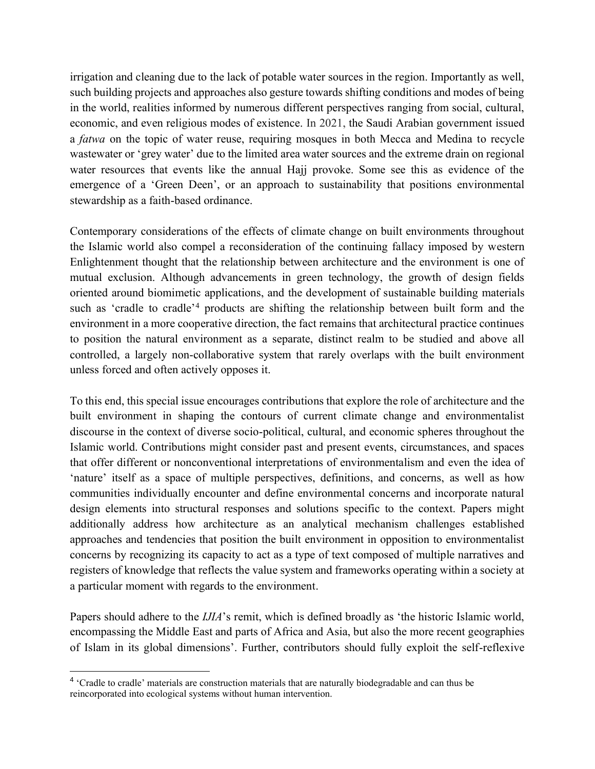irrigation and cleaning due to the lack of potable water sources in the region. Importantly as well, such building projects and approaches also gesture towards shifting conditions and modes of being in the world, realities informed by numerous different perspectives ranging from social, cultural, economic, and even religious modes of existence. In 2021, the Saudi Arabian government issued a *fatwa* on the topic of water reuse, requiring mosques in both Mecca and Medina to recycle wastewater or 'grey water' due to the limited area water sources and the extreme drain on regional water resources that events like the annual Hajj provoke. Some see this as evidence of the emergence of a 'Green Deen', or an approach to sustainability that positions environmental stewardship as a faith-based ordinance.

Contemporary considerations of the effects of climate change on built environments throughout the Islamic world also compel a reconsideration of the continuing fallacy imposed by western Enlightenment thought that the relationship between architecture and the environment is one of mutual exclusion. Although advancements in green technology, the growth of design fields oriented around biomimetic applications, and the development of sustainable building materials such as 'cradle to cradle'[4] products are shifting the relationship between built form and the environment in a more cooperative direction, the fact remains that architectural practice continues to position the natural environment as a separate, distinct realm to be studied and above all controlled, a largely non-collaborative system that rarely overlaps with the built environment unless forced and often actively opposes it.

To this end, this special issue encourages contributions that explore the role of architecture and the built environment in shaping the contours of current climate change and environmentalist discourse in the context of diverse socio-political, cultural, and economic spheres throughout the Islamic world. Contributions might consider past and present events, circumstances, and spaces that offer different or nonconventional interpretations of environmentalism and even the idea of 'nature' itself as a space of multiple perspectives, definitions, and concerns, as well as how communities individually encounter and define environmental concerns and incorporate natural design elements into structural responses and solutions specific to the context. Papers might additionally address how architecture as an analytical mechanism challenges established approaches and tendencies that position the built environment in opposition to environmentalist concerns by recognizing its capacity to act as a type of text composed of multiple narratives and registers of knowledge that reflects the value system and frameworks operating within a society at a particular moment with regards to the environment.

Papers should adhere to the *IJIA*'s remit, which is defined broadly as 'the historic Islamic world, encompassing the Middle East and parts of Africa and Asia, but also the more recent geographies of Islam in its global dimensions'. Further, contributors should fully exploit the self-reflexive

[4] 'Cradle to cradle' materials are construction materials that are naturally biodegradable and can thus be reincorporated into ecological systems without human intervention.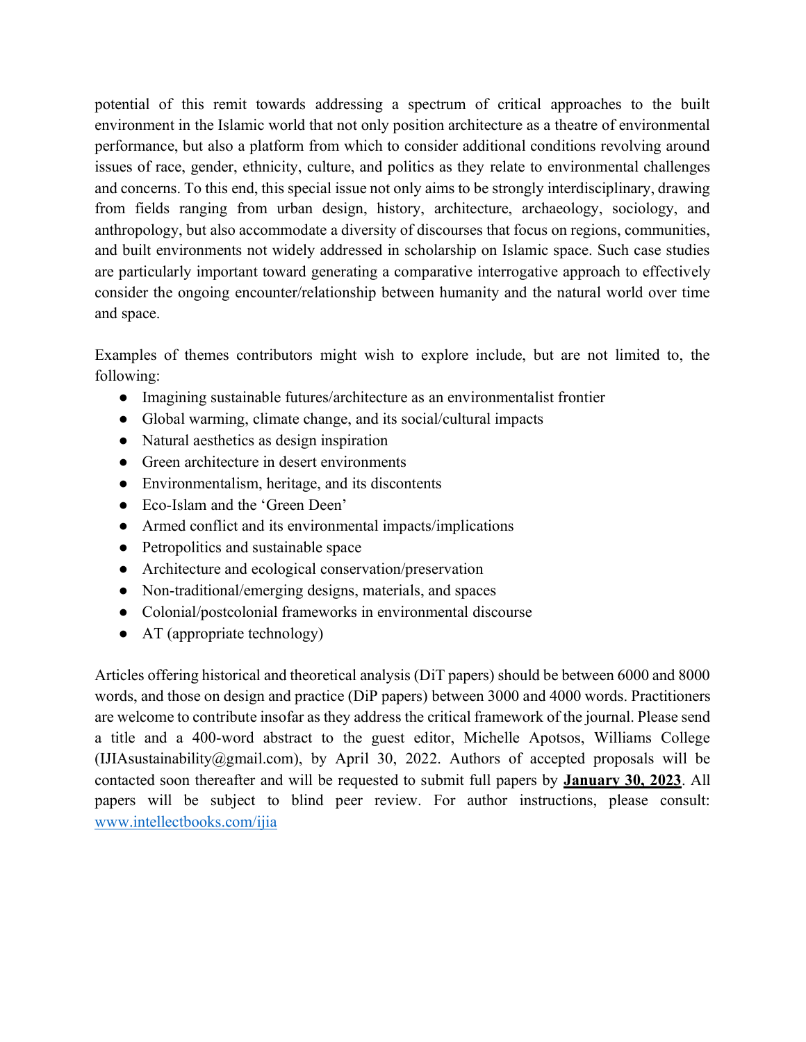potential of this remit towards addressing a spectrum of critical approaches to the built environment in the Islamic world that not only position architecture as a theatre of environmental performance, but also a platform from which to consider additional conditions revolving around issues of race, gender, ethnicity, culture, and politics as they relate to environmental challenges and concerns. To this end, this special issue not only aims to be strongly interdisciplinary, drawing from fields ranging from urban design, history, architecture, archaeology, sociology, and anthropology, but also accommodate a diversity of discourses that focus on regions, communities, and built environments not widely addressed in scholarship on Islamic space. Such case studies are particularly important toward generating a comparative interrogative approach to effectively consider the ongoing encounter/relationship between humanity and the natural world over time and space.

Examples of themes contributors might wish to explore include, but are not limited to, the following:

- Imagining sustainable futures/architecture as an environmentalist frontier
- Global warming, climate change, and its social/cultural impacts
- Natural aesthetics as design inspiration
- Green architecture in desert environments
- Environmentalism, heritage, and its discontents
- Eco-Islam and the 'Green Deen'
- Armed conflict and its environmental impacts/implications
- Petropolitics and sustainable space
- Architecture and ecological conservation/preservation
- Non-traditional/emerging designs, materials, and spaces
- Colonial/postcolonial frameworks in environmental discourse
- AT (appropriate technology)

Articles offering historical and theoretical analysis (DiT papers) should be between 6000 and 8000 words, and those on design and practice (DiP papers) between 3000 and 4000 words. Practitioners are welcome to contribute insofar as they address the critical framework of the journal. Please send a title and a 400-word abstract to the guest editor, Michelle Apotsos, Williams College (IJIAsustainability@gmail.com), by April 30, 2022. Authors of accepted proposals will be contacted soon thereafter and will be requested to submit full papers by **January 30, 2023**. All papers will be subject to blind peer review. For author instructions, please consult: [www.intellectbooks.com/ijia](www.intellectbooks.com/ijia)